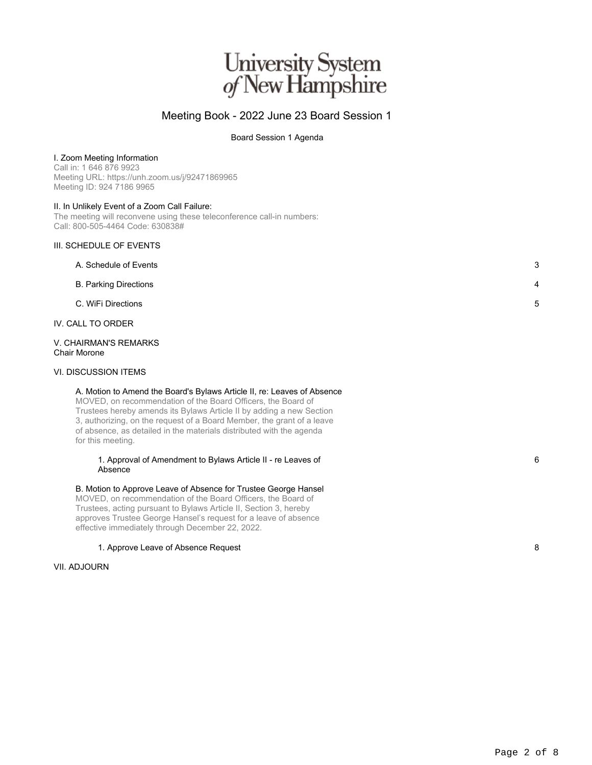# University System of New Hampshire

## Meeting Book - 2022 June 23 Board Session 1

Board Session 1 Agenda

I. Zoom Meeting Information
Call in: 1 646 876 9923
Meeting URL: https://unh.zoom.us/j/92471869965
Meeting ID: 924 7186 9965

II. In Unlikely Event of a Zoom Call Failure:
The meeting will reconvene using these teleconference call-in numbers:
Call: 800-505-4464 Code: 630838#

III. SCHEDULE OF EVENTS

- A. Schedule of Events — 3
- B. Parking Directions — 4
- C. WiFi Directions — 5

IV. CALL TO ORDER

V. CHAIRMAN'S REMARKS
Chair Morone

VI. DISCUSSION ITEMS

A. Motion to Amend the Board's Bylaws Article II, re: Leaves of Absence
MOVED, on recommendation of the Board Officers, the Board of Trustees hereby amends its Bylaws Article II by adding a new Section 3, authorizing, on the request of a Board Member, the grant of a leave of absence, as detailed in the materials distributed with the agenda for this meeting.

1. Approval of Amendment to Bylaws Article II - re Leaves of Absence — 6

B. Motion to Approve Leave of Absence for Trustee George Hansel
MOVED, on recommendation of the Board Officers, the Board of Trustees, acting pursuant to Bylaws Article II, Section 3, hereby approves Trustee George Hansel's request for a leave of absence effective immediately through December 22, 2022.

1. Approve Leave of Absence Request — 8

VII. ADJOURN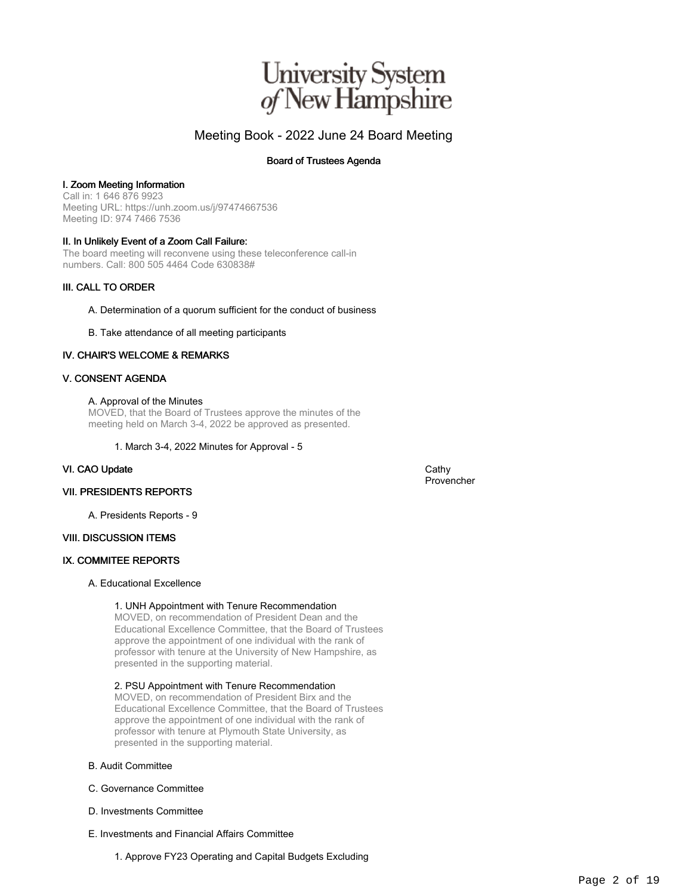University System of New Hampshire

# Meeting Book - 2022 June 24 Board Meeting

## Board of Trustees Agenda

### I. Zoom Meeting Information

Call in: 1 646 876 9923
Meeting URL: https://unh.zoom.us/j/97474667536
Meeting ID: 974 7466 7536

### II. In Unlikely Event of a Zoom Call Failure:

The board meeting will reconvene using these teleconference call-in numbers. Call: 800 505 4464 Code 630838#

### III. CALL TO ORDER

A. Determination of a quorum sufficient for the conduct of business

B. Take attendance of all meeting participants

### IV. CHAIR'S WELCOME & REMARKS

### V. CONSENT AGENDA

A. Approval of the Minutes
MOVED, that the Board of Trustees approve the minutes of the meeting held on March 3-4, 2022 be approved as presented.

1. March 3-4, 2022 Minutes for Approval - 5

### VI. CAO Update

Cathy Provencher

### VII. PRESIDENTS REPORTS

A. Presidents Reports - 9

### VIII. DISCUSSION ITEMS

### IX. COMMITEE REPORTS

A. Educational Excellence

1. UNH Appointment with Tenure Recommendation
MOVED, on recommendation of President Dean and the Educational Excellence Committee, that the Board of Trustees approve the appointment of one individual with the rank of professor with tenure at the University of New Hampshire, as presented in the supporting material.

2. PSU Appointment with Tenure Recommendation
MOVED, on recommendation of President Birx and the Educational Excellence Committee, that the Board of Trustees approve the appointment of one individual with the rank of professor with tenure at Plymouth State University, as presented in the supporting material.

B. Audit Committee

C. Governance Committee

D. Investments Committee

E. Investments and Financial Affairs Committee

1. Approve FY23 Operating and Capital Budgets Excluding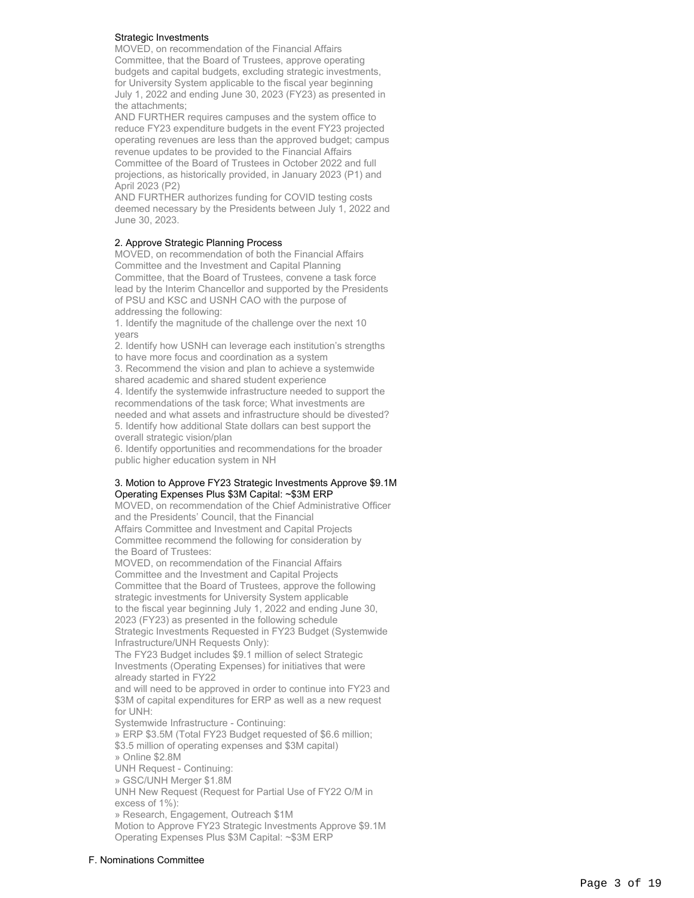Strategic Investments

MOVED, on recommendation of the Financial Affairs Committee, that the Board of Trustees, approve operating budgets and capital budgets, excluding strategic investments, for University System applicable to the fiscal year beginning July 1, 2022 and ending June 30, 2023 (FY23) as presented in the attachments;

AND FURTHER requires campuses and the system office to reduce FY23 expenditure budgets in the event FY23 projected operating revenues are less than the approved budget; campus revenue updates to be provided to the Financial Affairs Committee of the Board of Trustees in October 2022 and full projections, as historically provided, in January 2023 (P1) and April 2023 (P2)

AND FURTHER authorizes funding for COVID testing costs deemed necessary by the Presidents between July 1, 2022 and June 30, 2023.

2. Approve Strategic Planning Process

MOVED, on recommendation of both the Financial Affairs Committee and the Investment and Capital Planning Committee, that the Board of Trustees, convene a task force lead by the Interim Chancellor and supported by the Presidents of PSU and KSC and USNH CAO with the purpose of addressing the following:

1. Identify the magnitude of the challenge over the next 10 years
2. Identify how USNH can leverage each institution's strengths to have more focus and coordination as a system
3. Recommend the vision and plan to achieve a systemwide shared academic and shared student experience
4. Identify the systemwide infrastructure needed to support the recommendations of the task force; What investments are needed and what assets and infrastructure should be divested?
5. Identify how additional State dollars can best support the overall strategic vision/plan
6. Identify opportunities and recommendations for the broader public higher education system in NH

3. Motion to Approve FY23 Strategic Investments Approve $9.1M Operating Expenses Plus $3M Capital: ~$3M ERP

MOVED, on recommendation of the Chief Administrative Officer and the Presidents' Council, that the Financial Affairs Committee and Investment and Capital Projects Committee recommend the following for consideration by the Board of Trustees:

MOVED, on recommendation of the Financial Affairs Committee and the Investment and Capital Projects Committee that the Board of Trustees, approve the following strategic investments for University System applicable to the fiscal year beginning July 1, 2022 and ending June 30, 2023 (FY23) as presented in the following schedule

Strategic Investments Requested in FY23 Budget (Systemwide Infrastructure/UNH Requests Only):

The FY23 Budget includes $9.1 million of select Strategic Investments (Operating Expenses) for initiatives that were already started in FY22 and will need to be approved in order to continue into FY23 and $3M of capital expenditures for ERP as well as a new request for UNH:

Systemwide Infrastructure - Continuing:

» ERP $3.5M (Total FY23 Budget requested of $6.6 million; $3.5 million of operating expenses and $3M capital)

» Online $2.8M

UNH Request - Continuing:

» GSC/UNH Merger $1.8M

UNH New Request (Request for Partial Use of FY22 O/M in excess of 1%):

» Research, Engagement, Outreach $1M

Motion to Approve FY23 Strategic Investments Approve $9.1M Operating Expenses Plus $3M Capital: ~$3M ERP

F. Nominations Committee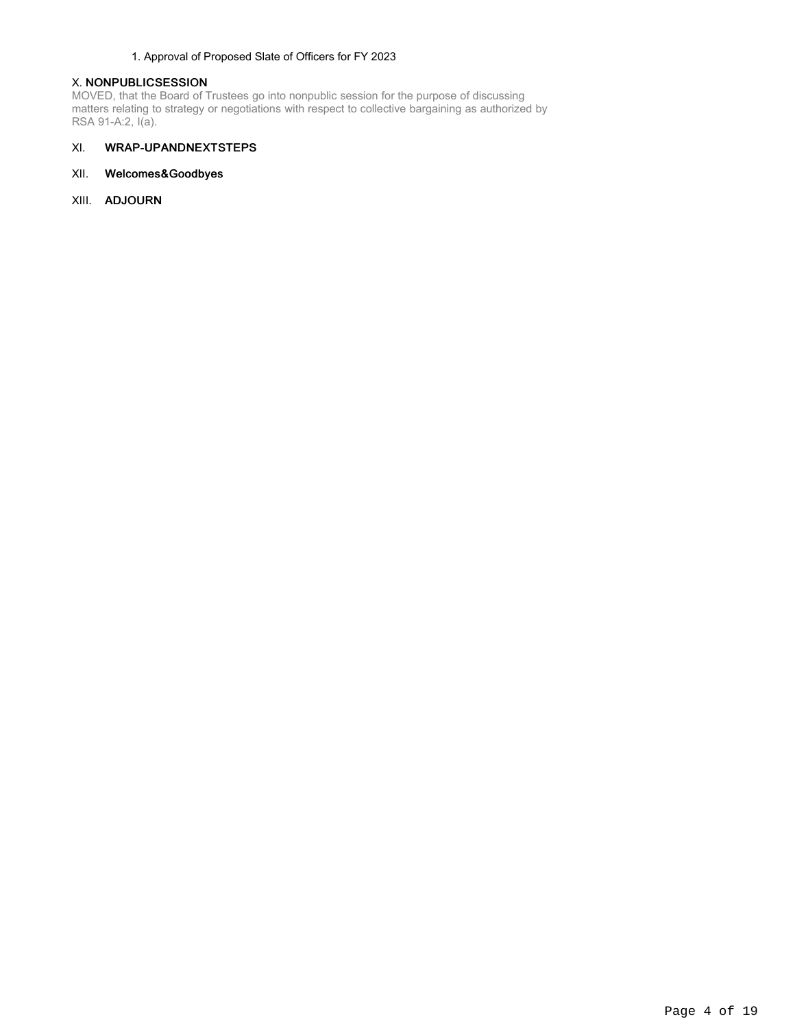1. Approval of Proposed Slate of Officers for FY 2023

## X. NONPUBLICSESSION

MOVED, that the Board of Trustees go into nonpublic session for the purpose of discussing matters relating to strategy or negotiations with respect to collective bargaining as authorized by RSA 91-A:2, I(a).

## XI. WRAP-UPANDNEXTSTEPS

## XII. Welcomes&Goodbyes

## XIII. ADJOURN